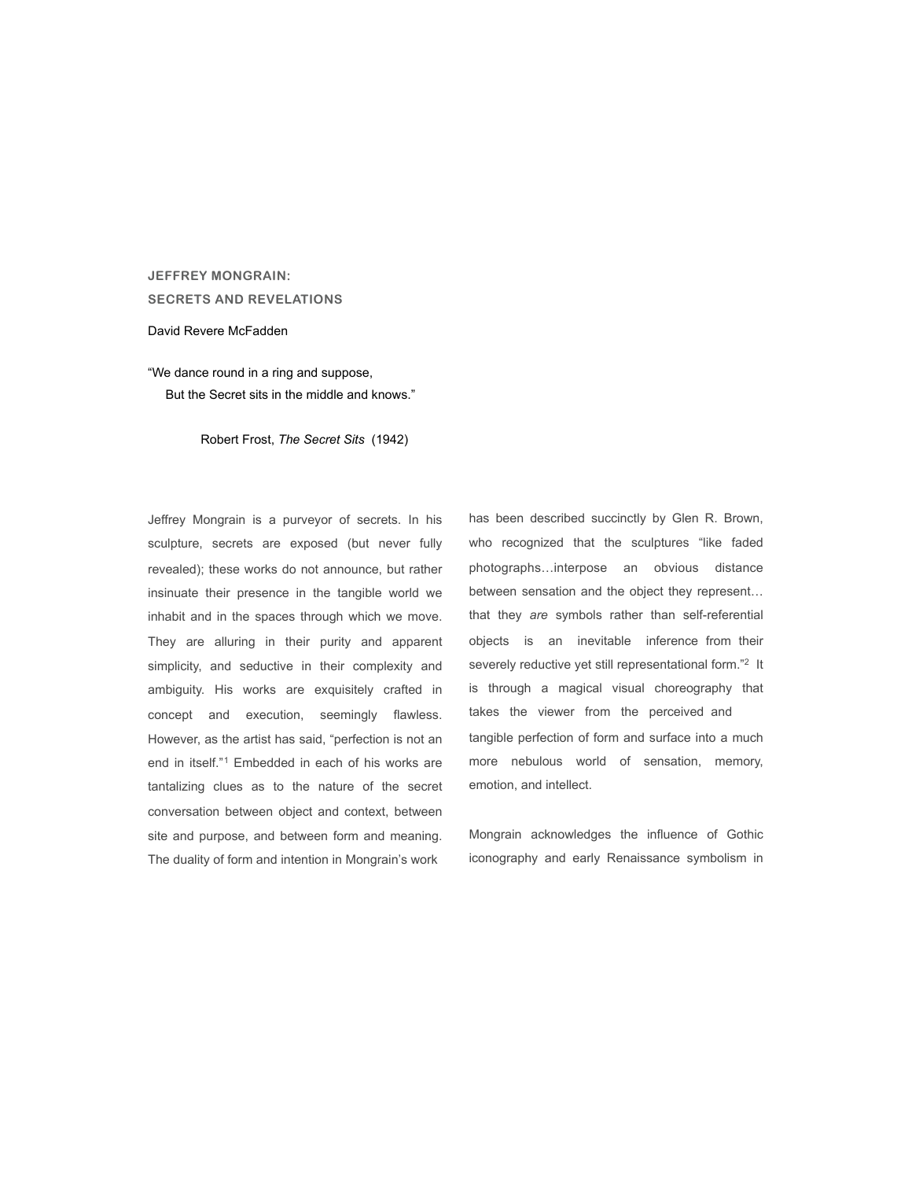# JEFFREY MONGRAIN: SECRETS AND REVELATIONS

David Revere McFadden

> "We dance round in a ring and suppose,
> But the Secret sits in the middle and knows."
>
> Robert Frost, *The Secret Sits* (1942)

Jeffrey Mongrain is a purveyor of secrets. In his sculpture, secrets are exposed (but never fully revealed); these works do not announce, but rather insinuate their presence in the tangible world we inhabit and in the spaces through which we move. They are alluring in their purity and apparent simplicity, and seductive in their complexity and ambiguity. His works are exquisitely crafted in concept and execution, seemingly flawless. However, as the artist has said, "perfection is not an end in itself."[1] Embedded in each of his works are tantalizing clues as to the nature of the secret conversation between object and context, between site and purpose, and between form and meaning. The duality of form and intention in Mongrain's work has been described succinctly by Glen R. Brown, who recognized that the sculptures "like faded photographs…interpose an obvious distance between sensation and the object they represent…that they *are* symbols rather than self-referential objects is an inevitable inference from their severely reductive yet still representational form."[2] It is through a magical visual choreography that takes the viewer from the perceived and tangible perfection of form and surface into a much more nebulous world of sensation, memory, emotion, and intellect.

Mongrain acknowledges the influence of Gothic iconography and early Renaissance symbolism in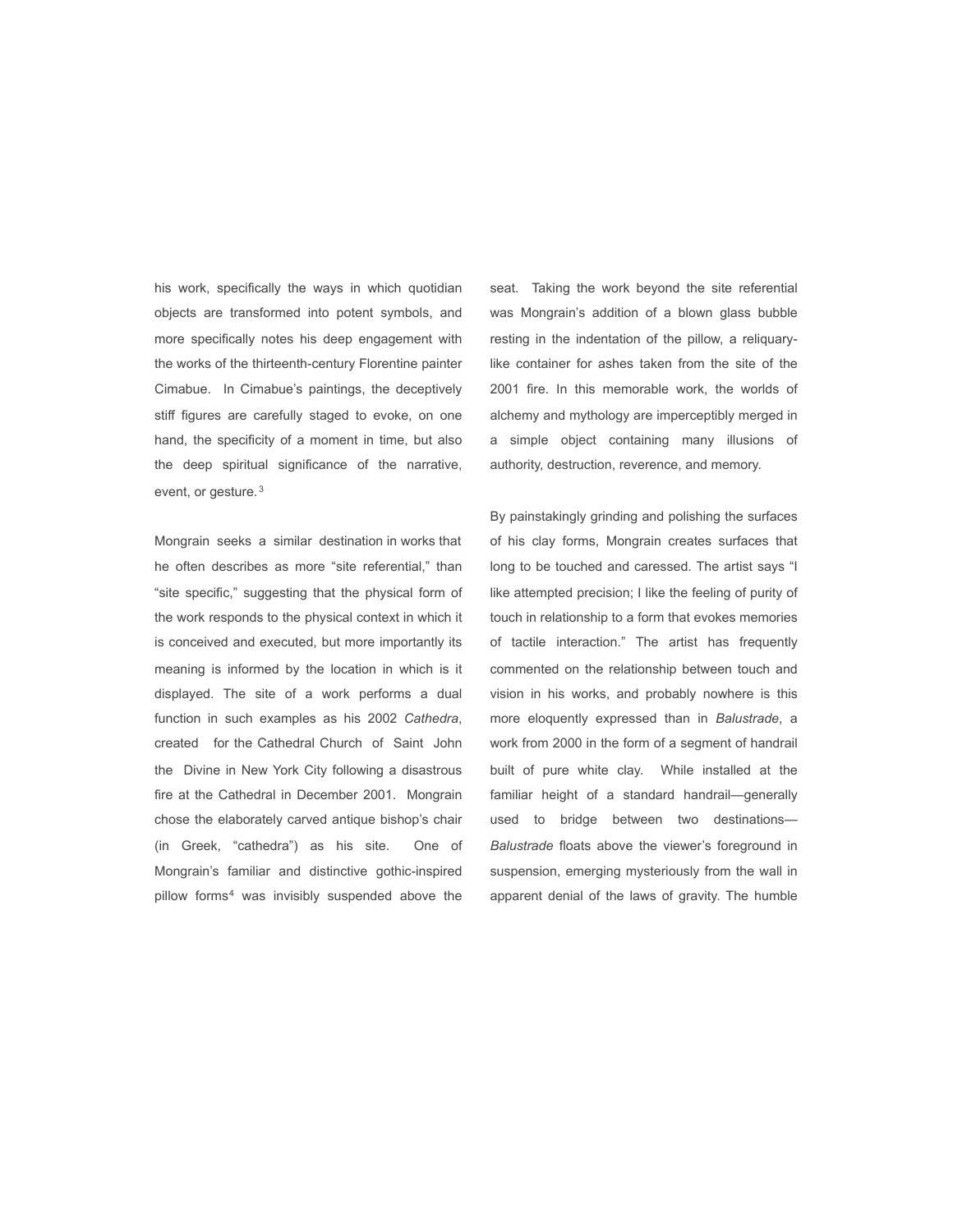his work, specifically the ways in which quotidian objects are transformed into potent symbols, and more specifically notes his deep engagement with the works of the thirteenth-century Florentine painter Cimabue. In Cimabue's paintings, the deceptively stiff figures are carefully staged to evoke, on one hand, the specificity of a moment in time, but also the deep spiritual significance of the narrative, event, or gesture.[3]

Mongrain seeks a similar destination in works that he often describes as more "site referential," than "site specific," suggesting that the physical form of the work responds to the physical context in which it is conceived and executed, but more importantly its meaning is informed by the location in which is it displayed. The site of a work performs a dual function in such examples as his 2002 *Cathedra*, created for the Cathedral Church of Saint John the Divine in New York City following a disastrous fire at the Cathedral in December 2001. Mongrain chose the elaborately carved antique bishop's chair (in Greek, "cathedra") as his site. One of Mongrain's familiar and distinctive gothic-inspired pillow forms[4] was invisibly suspended above the seat. Taking the work beyond the site referential was Mongrain's addition of a blown glass bubble resting in the indentation of the pillow, a reliquary-like container for ashes taken from the site of the 2001 fire. In this memorable work, the worlds of alchemy and mythology are imperceptibly merged in a simple object containing many illusions of authority, destruction, reverence, and memory.

By painstakingly grinding and polishing the surfaces of his clay forms, Mongrain creates surfaces that long to be touched and caressed. The artist says "I like attempted precision; I like the feeling of purity of touch in relationship to a form that evokes memories of tactile interaction." The artist has frequently commented on the relationship between touch and vision in his works, and probably nowhere is this more eloquently expressed than in *Balustrade*, a work from 2000 in the form of a segment of handrail built of pure white clay. While installed at the familiar height of a standard handrail—generally used to bridge between two destinations—*Balustrade* floats above the viewer's foreground in suspension, emerging mysteriously from the wall in apparent denial of the laws of gravity. The humble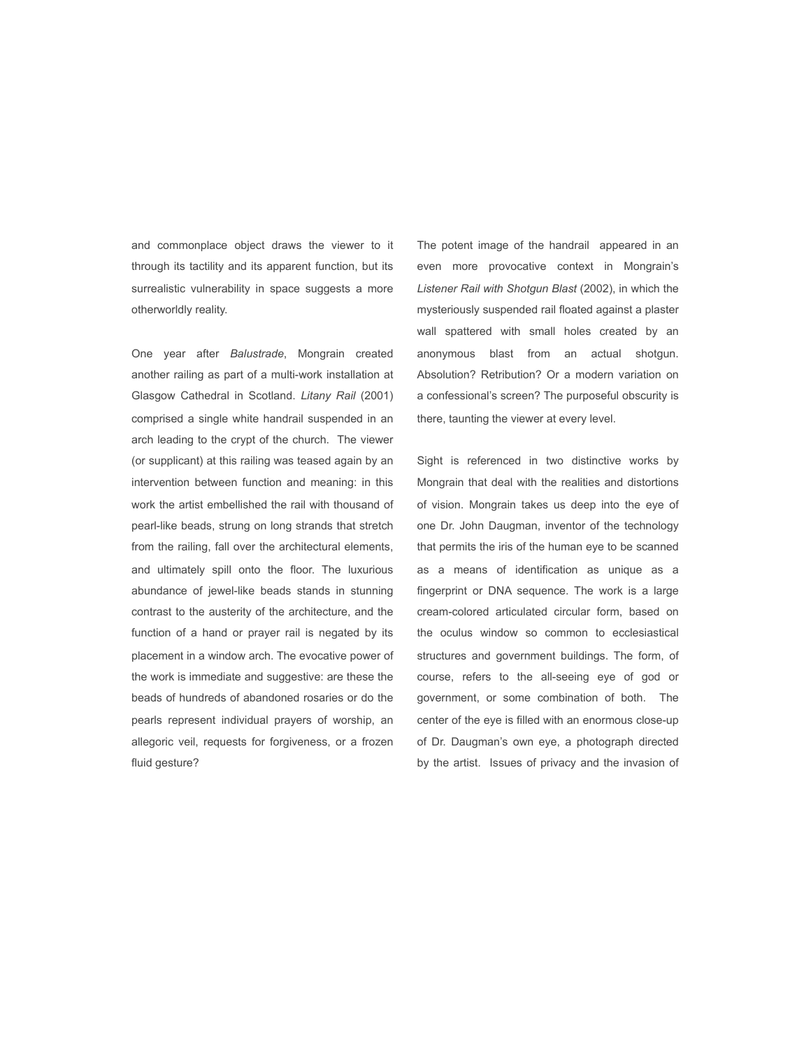and commonplace object draws the viewer to it through its tactility and its apparent function, but its surrealistic vulnerability in space suggests a more otherworldly reality.

One year after *Balustrade*, Mongrain created another railing as part of a multi-work installation at Glasgow Cathedral in Scotland. *Litany Rail* (2001) comprised a single white handrail suspended in an arch leading to the crypt of the church. The viewer (or supplicant) at this railing was teased again by an intervention between function and meaning: in this work the artist embellished the rail with thousand of pearl-like beads, strung on long strands that stretch from the railing, fall over the architectural elements, and ultimately spill onto the floor. The luxurious abundance of jewel-like beads stands in stunning contrast to the austerity of the architecture, and the function of a hand or prayer rail is negated by its placement in a window arch. The evocative power of the work is immediate and suggestive: are these the beads of hundreds of abandoned rosaries or do the pearls represent individual prayers of worship, an allegoric veil, requests for forgiveness, or a frozen fluid gesture?

The potent image of the handrail appeared in an even more provocative context in Mongrain's *Listener Rail with Shotgun Blast* (2002), in which the mysteriously suspended rail floated against a plaster wall spattered with small holes created by an anonymous blast from an actual shotgun. Absolution? Retribution? Or a modern variation on a confessional's screen? The purposeful obscurity is there, taunting the viewer at every level.

Sight is referenced in two distinctive works by Mongrain that deal with the realities and distortions of vision. Mongrain takes us deep into the eye of one Dr. John Daugman, inventor of the technology that permits the iris of the human eye to be scanned as a means of identification as unique as a fingerprint or DNA sequence. The work is a large cream-colored articulated circular form, based on the oculus window so common to ecclesiastical structures and government buildings. The form, of course, refers to the all-seeing eye of god or government, or some combination of both. The center of the eye is filled with an enormous close-up of Dr. Daugman's own eye, a photograph directed by the artist. Issues of privacy and the invasion of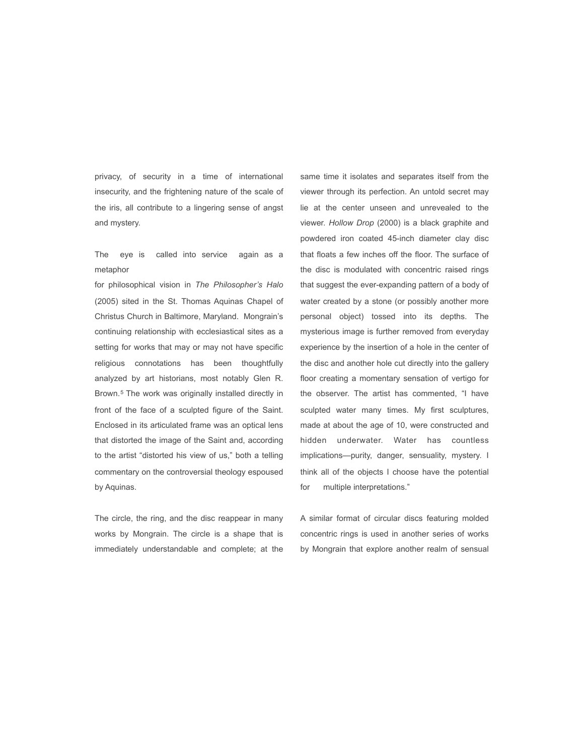privacy, of security in a time of international insecurity, and the frightening nature of the scale of the iris, all contribute to a lingering sense of angst and mystery.

The eye is called into service again as a metaphor for philosophical vision in *The Philosopher's Halo* (2005) sited in the St. Thomas Aquinas Chapel of Christus Church in Baltimore, Maryland. Mongrain's continuing relationship with ecclesiastical sites as a setting for works that may or may not have specific religious connotations has been thoughtfully analyzed by art historians, most notably Glen R. Brown.[5] The work was originally installed directly in front of the face of a sculpted figure of the Saint. Enclosed in its articulated frame was an optical lens that distorted the image of the Saint and, according to the artist "distorted his view of us," both a telling commentary on the controversial theology espoused by Aquinas.

The circle, the ring, and the disc reappear in many works by Mongrain. The circle is a shape that is immediately understandable and complete; at the same time it isolates and separates itself from the viewer through its perfection. An untold secret may lie at the center unseen and unrevealed to the viewer. *Hollow Drop* (2000) is a black graphite and powdered iron coated 45-inch diameter clay disc that floats a few inches off the floor. The surface of the disc is modulated with concentric raised rings that suggest the ever-expanding pattern of a body of water created by a stone (or possibly another more personal object) tossed into its depths. The mysterious image is further removed from everyday experience by the insertion of a hole in the center of the disc and another hole cut directly into the gallery floor creating a momentary sensation of vertigo for the observer. The artist has commented, "I have sculpted water many times. My first sculptures, made at about the age of 10, were constructed and hidden underwater. Water has countless implications—purity, danger, sensuality, mystery. I think all of the objects I choose have the potential for multiple interpretations."

A similar format of circular discs featuring molded concentric rings is used in another series of works by Mongrain that explore another realm of sensual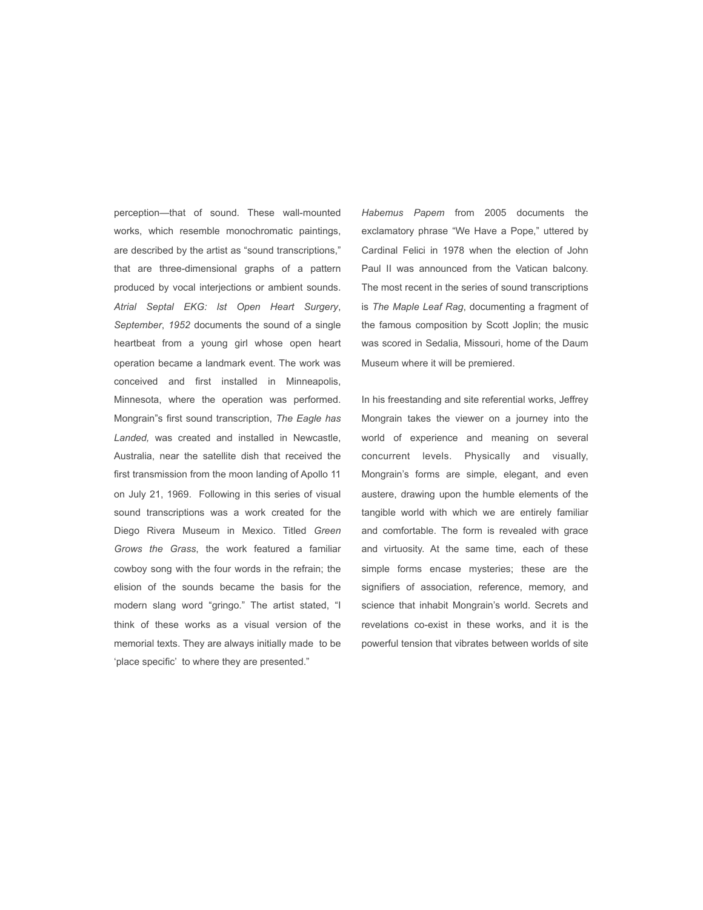perception—that of sound. These wall-mounted works, which resemble monochromatic paintings, are described by the artist as “sound transcriptions,” that are three-dimensional graphs of a pattern produced by vocal interjections or ambient sounds. *Atrial Septal EKG: lst Open Heart Surgery*, *September*, *1952* documents the sound of a single heartbeat from a young girl whose open heart operation became a landmark event. The work was conceived and first installed in Minneapolis, Minnesota, where the operation was performed. Mongrain"s first sound transcription, *The Eagle has Landed,* was created and installed in Newcastle, Australia, near the satellite dish that received the first transmission from the moon landing of Apollo 11 on July 21, 1969. Following in this series of visual sound transcriptions was a work created for the Diego Rivera Museum in Mexico. Titled *Green Grows the Grass*, the work featured a familiar cowboy song with the four words in the refrain; the elision of the sounds became the basis for the modern slang word “gringo.” The artist stated, “I think of these works as a visual version of the memorial texts. They are always initially made to be ‘place specific’ to where they are presented.” *Habemus Papem* from 2005 documents the exclamatory phrase “We Have a Pope,” uttered by Cardinal Felici in 1978 when the election of John Paul II was announced from the Vatican balcony. The most recent in the series of sound transcriptions is *The Maple Leaf Rag*, documenting a fragment of the famous composition by Scott Joplin; the music was scored in Sedalia, Missouri, home of the Daum Museum where it will be premiered.

In his freestanding and site referential works, Jeffrey Mongrain takes the viewer on a journey into the world of experience and meaning on several concurrent levels. Physically and visually, Mongrain’s forms are simple, elegant, and even austere, drawing upon the humble elements of the tangible world with which we are entirely familiar and comfortable. The form is revealed with grace and virtuosity. At the same time, each of these simple forms encase mysteries; these are the signifiers of association, reference, memory, and science that inhabit Mongrain’s world. Secrets and revelations co-exist in these works, and it is the powerful tension that vibrates between worlds of site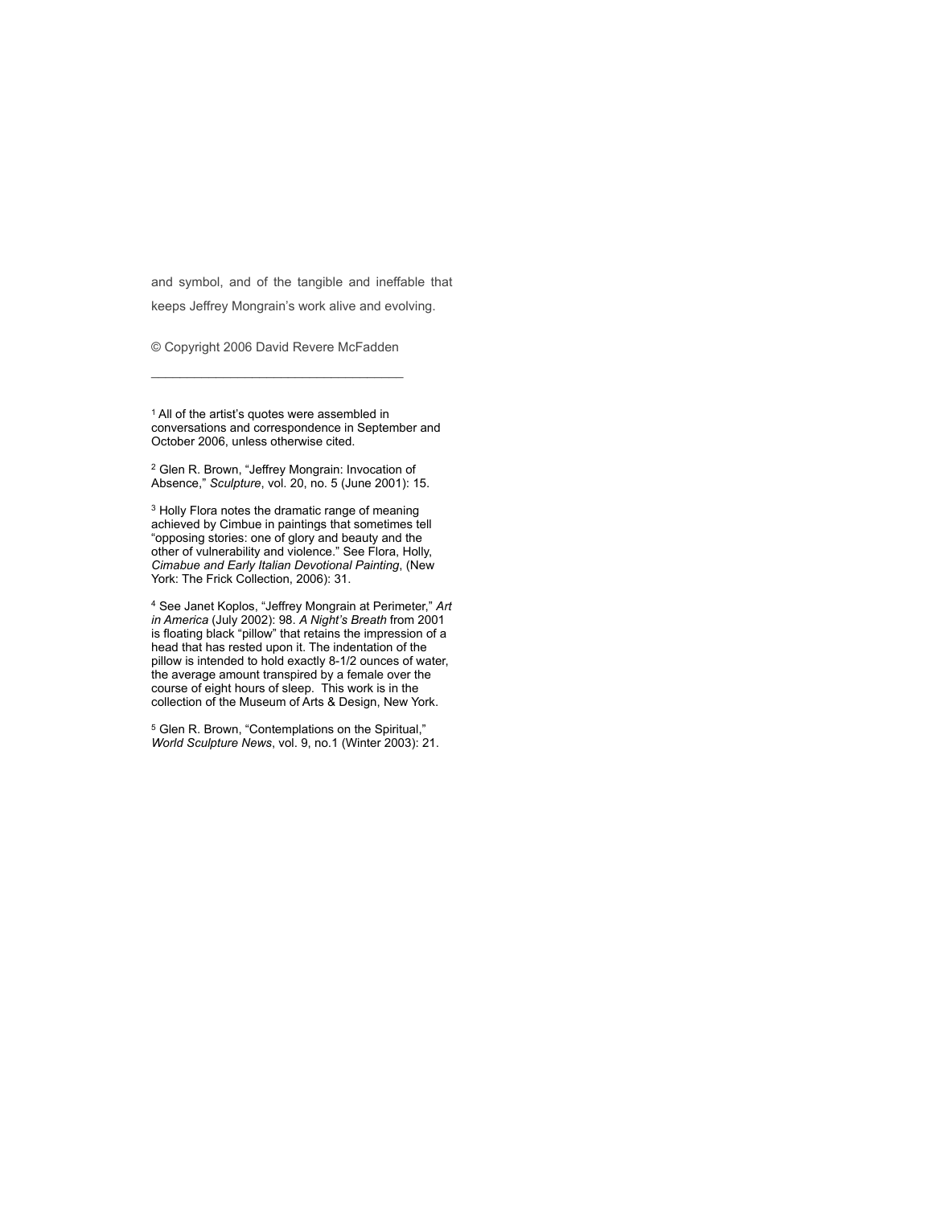and symbol, and of the tangible and ineffable that keeps Jeffrey Mongrain's work alive and evolving.

© Copyright 2006 David Revere McFadden

___________________________________

[1] All of the artist's quotes were assembled in conversations and correspondence in September and October 2006, unless otherwise cited.

[2] Glen R. Brown, "Jeffrey Mongrain: Invocation of Absence," *Sculpture*, vol. 20, no. 5 (June 2001): 15.

[3] Holly Flora notes the dramatic range of meaning achieved by Cimbue in paintings that sometimes tell "opposing stories: one of glory and beauty and the other of vulnerability and violence." See Flora, Holly, *Cimabue and Early Italian Devotional Painting*, (New York: The Frick Collection, 2006): 31.

[4] See Janet Koplos, "Jeffrey Mongrain at Perimeter," *Art in America* (July 2002): 98. *A Night's Breath* from 2001 is floating black "pillow" that retains the impression of a head that has rested upon it. The indentation of the pillow is intended to hold exactly 8-1/2 ounces of water, the average amount transpired by a female over the course of eight hours of sleep. This work is in the collection of the Museum of Arts & Design, New York.

[5] Glen R. Brown, "Contemplations on the Spiritual," *World Sculpture News*, vol. 9, no.1 (Winter 2003): 21.